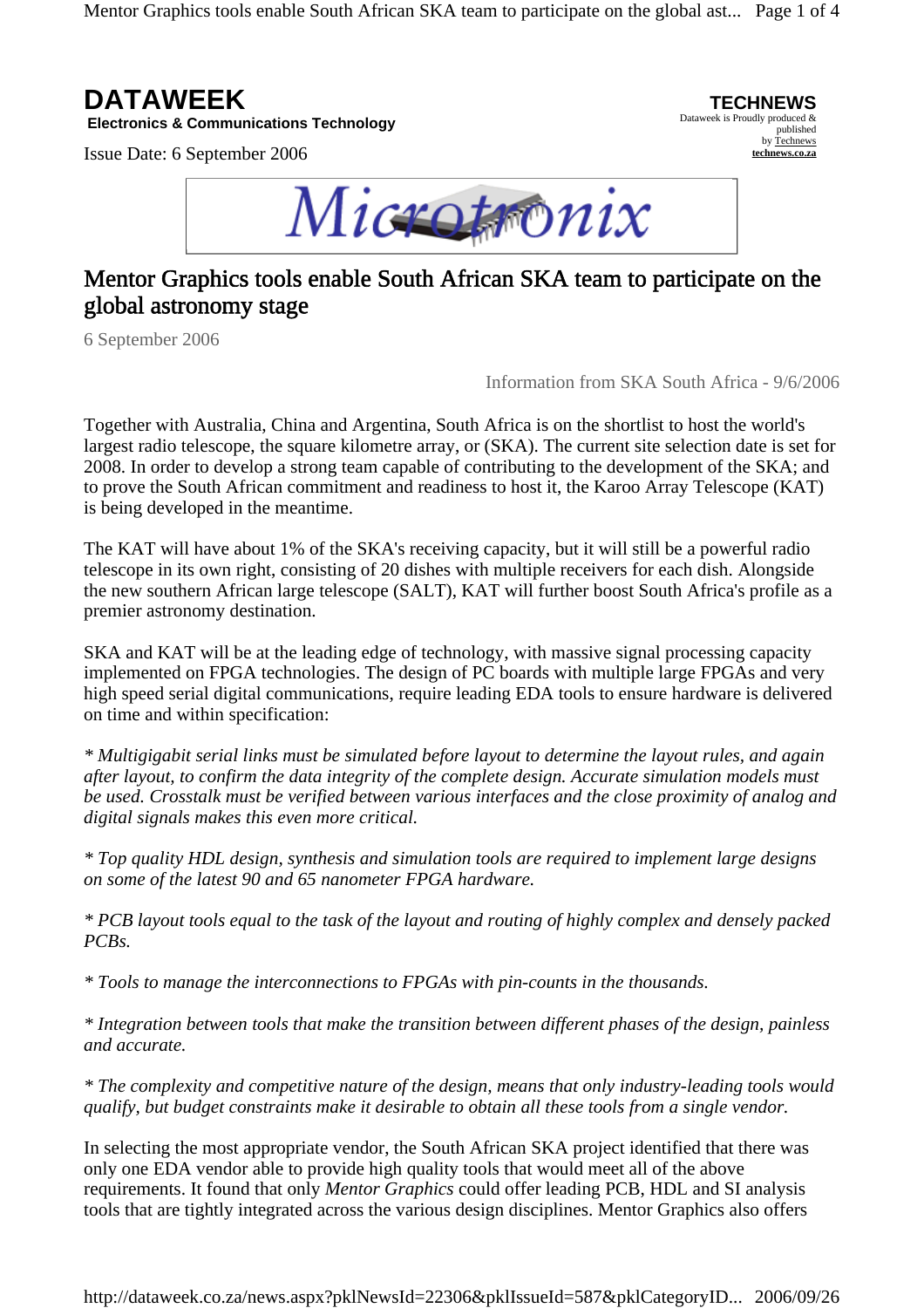# DATAWEEK

**Electronics & Communications Technology**

Issue Date: 6 September 2006

**TECHNEWS**
Dataweek is Proudly produced & published by Technews
technews.co.za

Microtronix

## Mentor Graphics tools enable South African SKA team to participate on the global astronomy stage

6 September 2006

Information from SKA South Africa - 9/6/2006

Together with Australia, China and Argentina, South Africa is on the shortlist to host the world's largest radio telescope, the square kilometre array, or (SKA). The current site selection date is set for 2008. In order to develop a strong team capable of contributing to the development of the SKA; and to prove the South African commitment and readiness to host it, the Karoo Array Telescope (KAT) is being developed in the meantime.

The KAT will have about 1% of the SKA's receiving capacity, but it will still be a powerful radio telescope in its own right, consisting of 20 dishes with multiple receivers for each dish. Alongside the new southern African large telescope (SALT), KAT will further boost South Africa's profile as a premier astronomy destination.

SKA and KAT will be at the leading edge of technology, with massive signal processing capacity implemented on FPGA technologies. The design of PC boards with multiple large FPGAs and very high speed serial digital communications, require leading EDA tools to ensure hardware is delivered on time and within specification:

*\* Multigigabit serial links must be simulated before layout to determine the layout rules, and again after layout, to confirm the data integrity of the complete design. Accurate simulation models must be used. Crosstalk must be verified between various interfaces and the close proximity of analog and digital signals makes this even more critical.*

*\* Top quality HDL design, synthesis and simulation tools are required to implement large designs on some of the latest 90 and 65 nanometer FPGA hardware.*

*\* PCB layout tools equal to the task of the layout and routing of highly complex and densely packed PCBs.*

*\* Tools to manage the interconnections to FPGAs with pin-counts in the thousands.*

*\* Integration between tools that make the transition between different phases of the design, painless and accurate.*

*\* The complexity and competitive nature of the design, means that only industry-leading tools would qualify, but budget constraints make it desirable to obtain all these tools from a single vendor.*

In selecting the most appropriate vendor, the South African SKA project identified that there was only one EDA vendor able to provide high quality tools that would meet all of the above requirements. It found that only *Mentor Graphics* could offer leading PCB, HDL and SI analysis tools that are tightly integrated across the various design disciplines. Mentor Graphics also offers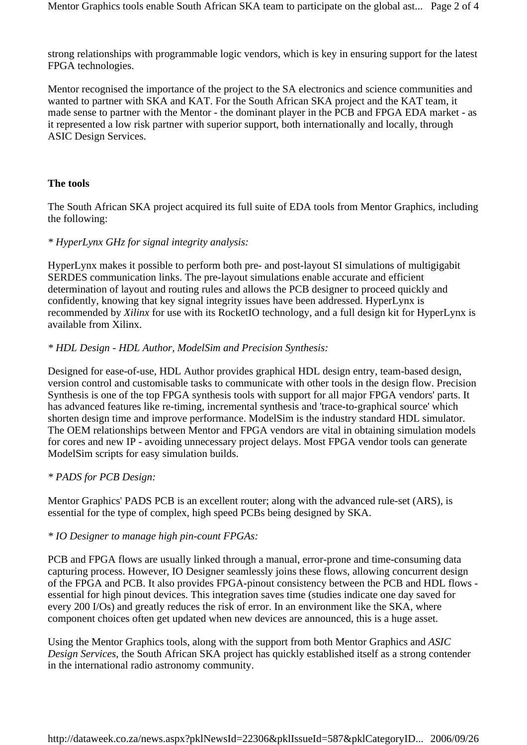strong relationships with programmable logic vendors, which is key in ensuring support for the latest FPGA technologies.

Mentor recognised the importance of the project to the SA electronics and science communities and wanted to partner with SKA and KAT. For the South African SKA project and the KAT team, it made sense to partner with the Mentor - the dominant player in the PCB and FPGA EDA market - as it represented a low risk partner with superior support, both internationally and locally, through ASIC Design Services.

**The tools**

The South African SKA project acquired its full suite of EDA tools from Mentor Graphics, including the following:

*\* HyperLynx GHz for signal integrity analysis:*

HyperLynx makes it possible to perform both pre- and post-layout SI simulations of multigigabit SERDES communication links. The pre-layout simulations enable accurate and efficient determination of layout and routing rules and allows the PCB designer to proceed quickly and confidently, knowing that key signal integrity issues have been addressed. HyperLynx is recommended by *Xilinx* for use with its RocketIO technology, and a full design kit for HyperLynx is available from Xilinx.

*\* HDL Design - HDL Author, ModelSim and Precision Synthesis:*

Designed for ease-of-use, HDL Author provides graphical HDL design entry, team-based design, version control and customisable tasks to communicate with other tools in the design flow. Precision Synthesis is one of the top FPGA synthesis tools with support for all major FPGA vendors' parts. It has advanced features like re-timing, incremental synthesis and 'trace-to-graphical source' which shorten design time and improve performance. ModelSim is the industry standard HDL simulator. The OEM relationships between Mentor and FPGA vendors are vital in obtaining simulation models for cores and new IP - avoiding unnecessary project delays. Most FPGA vendor tools can generate ModelSim scripts for easy simulation builds.

*\* PADS for PCB Design:*

Mentor Graphics' PADS PCB is an excellent router; along with the advanced rule-set (ARS), is essential for the type of complex, high speed PCBs being designed by SKA.

*\* IO Designer to manage high pin-count FPGAs:*

PCB and FPGA flows are usually linked through a manual, error-prone and time-consuming data capturing process. However, IO Designer seamlessly joins these flows, allowing concurrent design of the FPGA and PCB. It also provides FPGA-pinout consistency between the PCB and HDL flows - essential for high pinout devices. This integration saves time (studies indicate one day saved for every 200 I/Os) and greatly reduces the risk of error. In an environment like the SKA, where component choices often get updated when new devices are announced, this is a huge asset.

Using the Mentor Graphics tools, along with the support from both Mentor Graphics and *ASIC Design Services*, the South African SKA project has quickly established itself as a strong contender in the international radio astronomy community.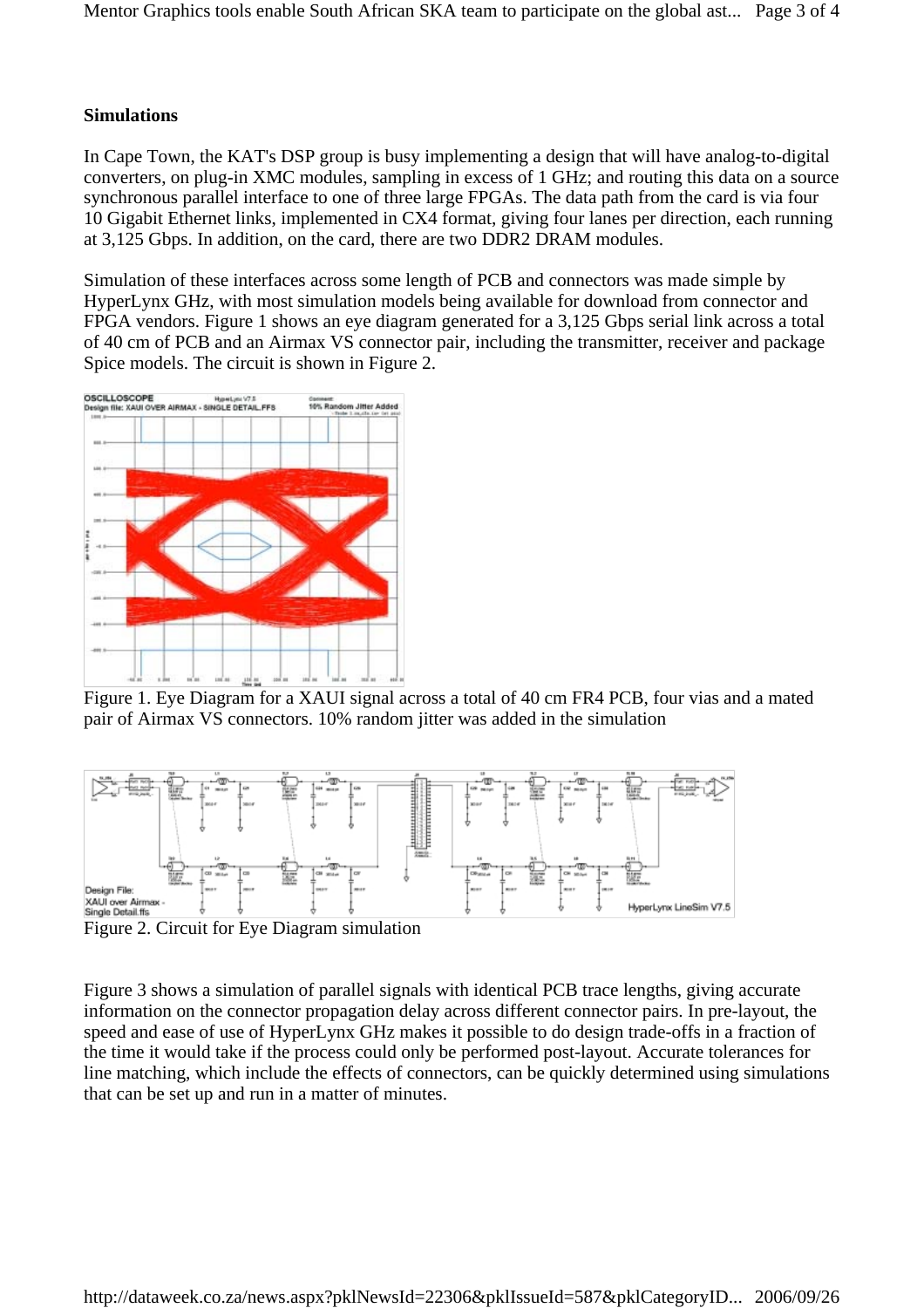## Simulations

In Cape Town, the KAT's DSP group is busy implementing a design that will have analog-to-digital converters, on plug-in XMC modules, sampling in excess of 1 GHz; and routing this data on a source synchronous parallel interface to one of three large FPGAs. The data path from the card is via four 10 Gigabit Ethernet links, implemented in CX4 format, giving four lanes per direction, each running at 3,125 Gbps. In addition, on the card, there are two DDR2 DRAM modules.

Simulation of these interfaces across some length of PCB and connectors was made simple by HyperLynx GHz, with most simulation models being available for download from connector and FPGA vendors. Figure 1 shows an eye diagram generated for a 3,125 Gbps serial link across a total of 40 cm of PCB and an Airmax VS connector pair, including the transmitter, receiver and package Spice models. The circuit is shown in Figure 2.

Figure 1. Eye Diagram for a XAUI signal across a total of 40 cm FR4 PCB, four vias and a mated pair of Airmax VS connectors. 10% random jitter was added in the simulation

Figure 2. Circuit for Eye Diagram simulation

Figure 3 shows a simulation of parallel signals with identical PCB trace lengths, giving accurate information on the connector propagation delay across different connector pairs. In pre-layout, the speed and ease of use of HyperLynx GHz makes it possible to do design trade-offs in a fraction of the time it would take if the process could only be performed post-layout. Accurate tolerances for line matching, which include the effects of connectors, can be quickly determined using simulations that can be set up and run in a matter of minutes.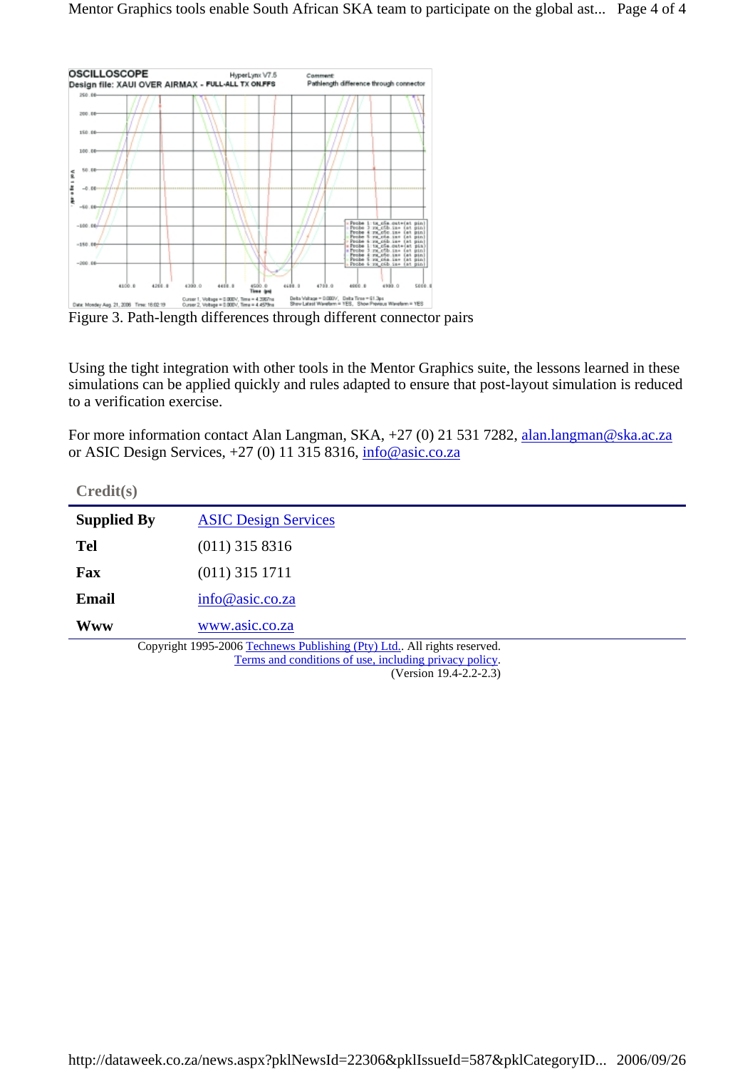OSCILLOSCOPE
Design file: XAUI OVER AIRMAX - FULL-ALL TX ON.FFS
HyperLynx V7.5
Comment:
Pathlength difference through connector

Figure 3. Path-length differences through different connector pairs

Using the tight integration with other tools in the Mentor Graphics suite, the lessons learned in these simulations can be applied quickly and rules adapted to ensure that post-layout simulation is reduced to a verification exercise.

For more information contact Alan Langman, SKA, +27 (0) 21 531 7282, alan.langman@ska.ac.za or ASIC Design Services, +27 (0) 11 315 8316, info@asic.co.za

**Credit(s)**

| | |
|---|---|
| **Supplied By** | ASIC Design Services |
| **Tel** | (011) 315 8316 |
| **Fax** | (011) 315 1711 |
| **Email** | info@asic.co.za |
| **Www** | www.asic.co.za |

Copyright 1995-2006 Technews Publishing (Pty) Ltd.. All rights reserved.
Terms and conditions of use, including privacy policy.
(Version 19.4-2.2-2.3)